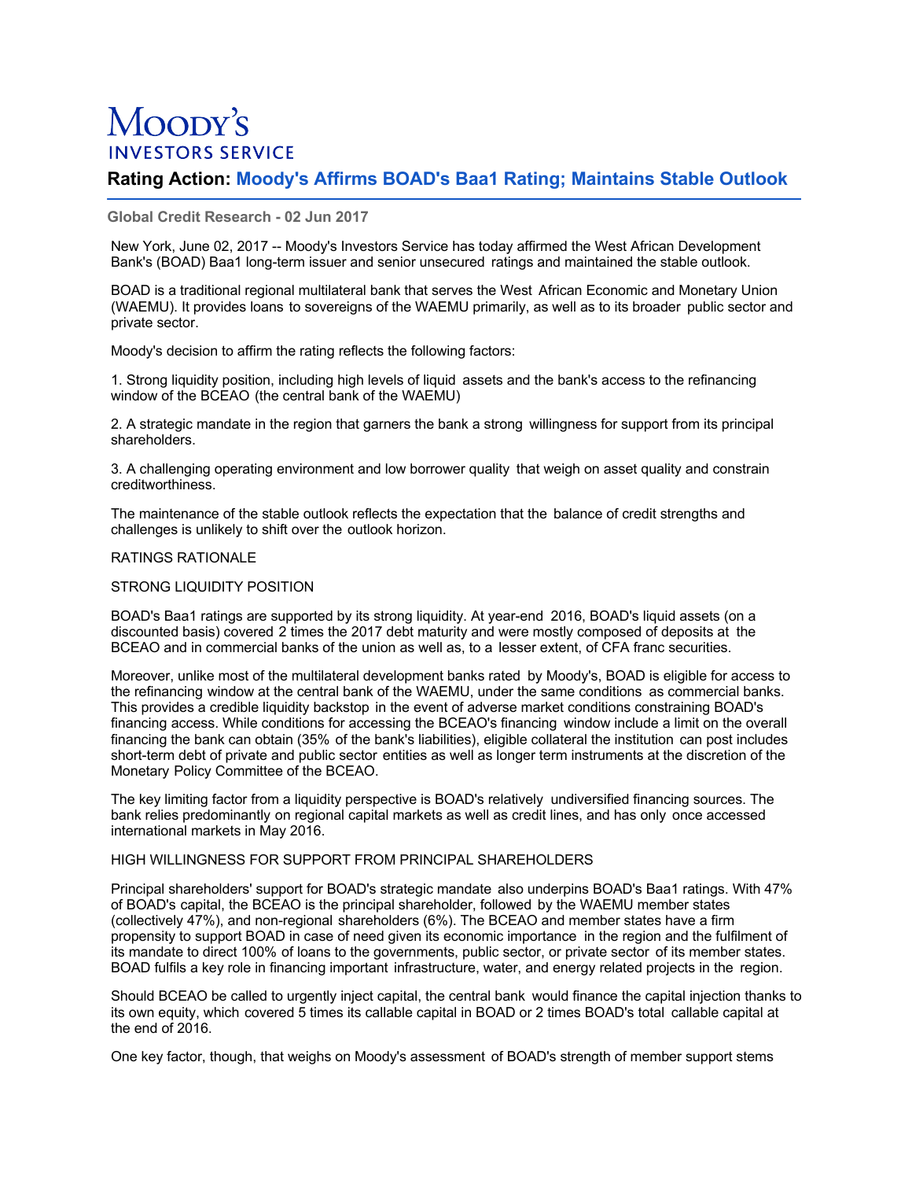# Moody's INVESTORS SERVICE

## Rating Action: Moody's Affirms BOAD's Baa1 Rating; Maintains Stable Outlook

**Global Credit Research - 02 Jun 2017**

New York, June 02, 2017 -- Moody's Investors Service has today affirmed the West African Development Bank's (BOAD) Baa1 long-term issuer and senior unsecured ratings and maintained the stable outlook.

BOAD is a traditional regional multilateral bank that serves the West African Economic and Monetary Union (WAEMU). It provides loans to sovereigns of the WAEMU primarily, as well as to its broader public sector and private sector.

Moody's decision to affirm the rating reflects the following factors:

1. Strong liquidity position, including high levels of liquid assets and the bank's access to the refinancing window of the BCEAO (the central bank of the WAEMU)

2. A strategic mandate in the region that garners the bank a strong willingness for support from its principal shareholders.

3. A challenging operating environment and low borrower quality that weigh on asset quality and constrain creditworthiness.

The maintenance of the stable outlook reflects the expectation that the balance of credit strengths and challenges is unlikely to shift over the outlook horizon.

RATINGS RATIONALE

STRONG LIQUIDITY POSITION

BOAD's Baa1 ratings are supported by its strong liquidity. At year-end 2016, BOAD's liquid assets (on a discounted basis) covered 2 times the 2017 debt maturity and were mostly composed of deposits at the BCEAO and in commercial banks of the union as well as, to a lesser extent, of CFA franc securities.

Moreover, unlike most of the multilateral development banks rated by Moody's, BOAD is eligible for access to the refinancing window at the central bank of the WAEMU, under the same conditions as commercial banks. This provides a credible liquidity backstop in the event of adverse market conditions constraining BOAD's financing access. While conditions for accessing the BCEAO's financing window include a limit on the overall financing the bank can obtain (35% of the bank's liabilities), eligible collateral the institution can post includes short-term debt of private and public sector entities as well as longer term instruments at the discretion of the Monetary Policy Committee of the BCEAO.

The key limiting factor from a liquidity perspective is BOAD's relatively undiversified financing sources. The bank relies predominantly on regional capital markets as well as credit lines, and has only once accessed international markets in May 2016.

HIGH WILLINGNESS FOR SUPPORT FROM PRINCIPAL SHAREHOLDERS

Principal shareholders' support for BOAD's strategic mandate also underpins BOAD's Baa1 ratings. With 47% of BOAD's capital, the BCEAO is the principal shareholder, followed by the WAEMU member states (collectively 47%), and non-regional shareholders (6%). The BCEAO and member states have a firm propensity to support BOAD in case of need given its economic importance in the region and the fulfilment of its mandate to direct 100% of loans to the governments, public sector, or private sector of its member states. BOAD fulfils a key role in financing important infrastructure, water, and energy related projects in the region.

Should BCEAO be called to urgently inject capital, the central bank would finance the capital injection thanks to its own equity, which covered 5 times its callable capital in BOAD or 2 times BOAD's total callable capital at the end of 2016.

One key factor, though, that weighs on Moody's assessment of BOAD's strength of member support stems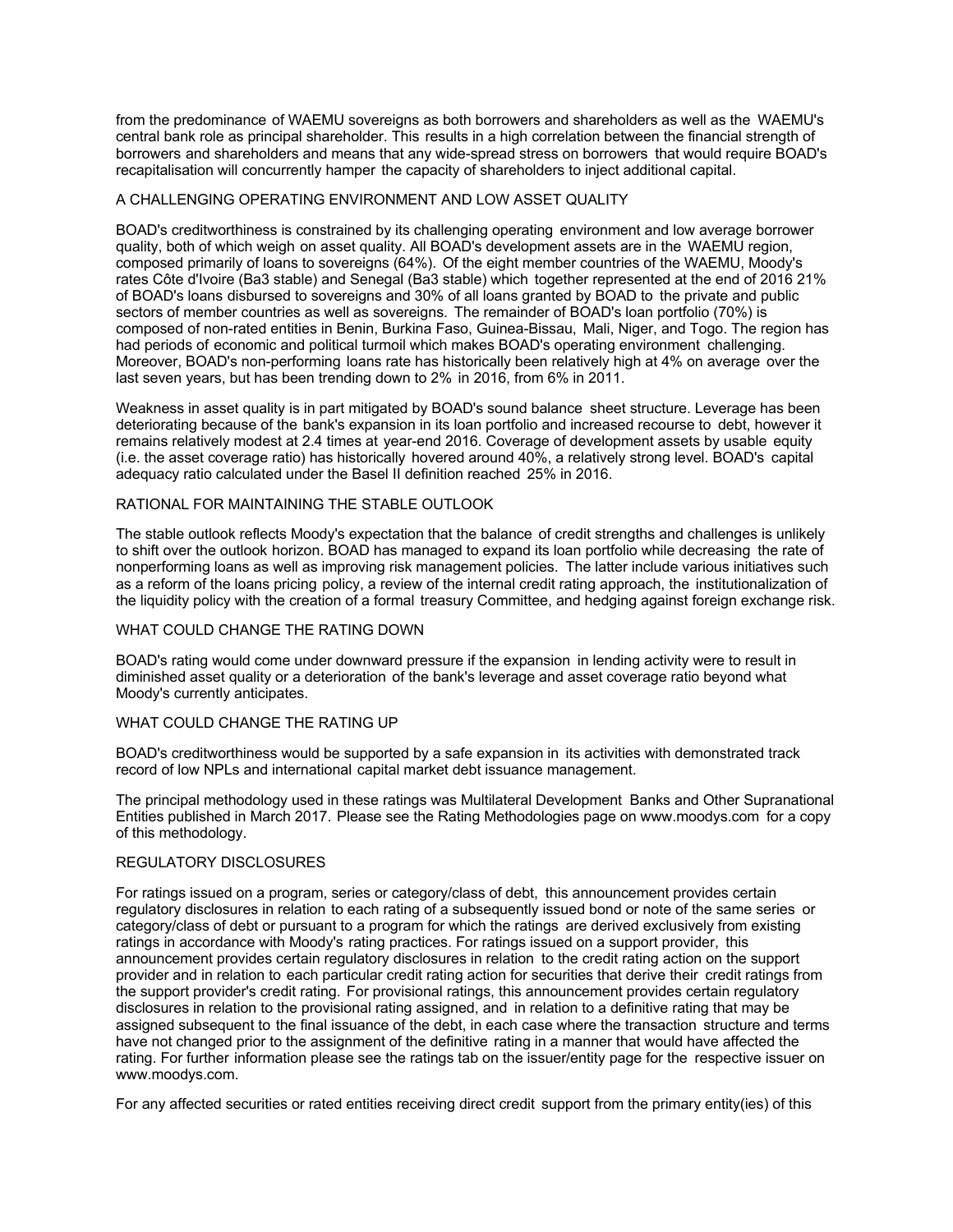from the predominance of WAEMU sovereigns as both borrowers and shareholders as well as the WAEMU's central bank role as principal shareholder. This results in a high correlation between the financial strength of borrowers and shareholders and means that any wide-spread stress on borrowers that would require BOAD's recapitalisation will concurrently hamper the capacity of shareholders to inject additional capital.

## A CHALLENGING OPERATING ENVIRONMENT AND LOW ASSET QUALITY

BOAD's creditworthiness is constrained by its challenging operating environment and low average borrower quality, both of which weigh on asset quality. All BOAD's development assets are in the WAEMU region, composed primarily of loans to sovereigns (64%). Of the eight member countries of the WAEMU, Moody's rates Côte d'Ivoire (Ba3 stable) and Senegal (Ba3 stable) which together represented at the end of 2016 21% of BOAD's loans disbursed to sovereigns and 30% of all loans granted by BOAD to the private and public sectors of member countries as well as sovereigns. The remainder of BOAD's loan portfolio (70%) is composed of non-rated entities in Benin, Burkina Faso, Guinea-Bissau, Mali, Niger, and Togo. The region has had periods of economic and political turmoil which makes BOAD's operating environment challenging. Moreover, BOAD's non-performing loans rate has historically been relatively high at 4% on average over the last seven years, but has been trending down to 2% in 2016, from 6% in 2011.

Weakness in asset quality is in part mitigated by BOAD's sound balance sheet structure. Leverage has been deteriorating because of the bank's expansion in its loan portfolio and increased recourse to debt, however it remains relatively modest at 2.4 times at year-end 2016. Coverage of development assets by usable equity (i.e. the asset coverage ratio) has historically hovered around 40%, a relatively strong level. BOAD's capital adequacy ratio calculated under the Basel II definition reached 25% in 2016.

## RATIONAL FOR MAINTAINING THE STABLE OUTLOOK

The stable outlook reflects Moody's expectation that the balance of credit strengths and challenges is unlikely to shift over the outlook horizon. BOAD has managed to expand its loan portfolio while decreasing the rate of nonperforming loans as well as improving risk management policies. The latter include various initiatives such as a reform of the loans pricing policy, a review of the internal credit rating approach, the institutionalization of the liquidity policy with the creation of a formal treasury Committee, and hedging against foreign exchange risk.

## WHAT COULD CHANGE THE RATING DOWN

BOAD's rating would come under downward pressure if the expansion in lending activity were to result in diminished asset quality or a deterioration of the bank's leverage and asset coverage ratio beyond what Moody's currently anticipates.

## WHAT COULD CHANGE THE RATING UP

BOAD's creditworthiness would be supported by a safe expansion in its activities with demonstrated track record of low NPLs and international capital market debt issuance management.

The principal methodology used in these ratings was Multilateral Development Banks and Other Supranational Entities published in March 2017. Please see the Rating Methodologies page on www.moodys.com for a copy of this methodology.

## REGULATORY DISCLOSURES

For ratings issued on a program, series or category/class of debt, this announcement provides certain regulatory disclosures in relation to each rating of a subsequently issued bond or note of the same series or category/class of debt or pursuant to a program for which the ratings are derived exclusively from existing ratings in accordance with Moody's rating practices. For ratings issued on a support provider, this announcement provides certain regulatory disclosures in relation to the credit rating action on the support provider and in relation to each particular credit rating action for securities that derive their credit ratings from the support provider's credit rating. For provisional ratings, this announcement provides certain regulatory disclosures in relation to the provisional rating assigned, and in relation to a definitive rating that may be assigned subsequent to the final issuance of the debt, in each case where the transaction structure and terms have not changed prior to the assignment of the definitive rating in a manner that would have affected the rating. For further information please see the ratings tab on the issuer/entity page for the respective issuer on www.moodys.com.

For any affected securities or rated entities receiving direct credit support from the primary entity(ies) of this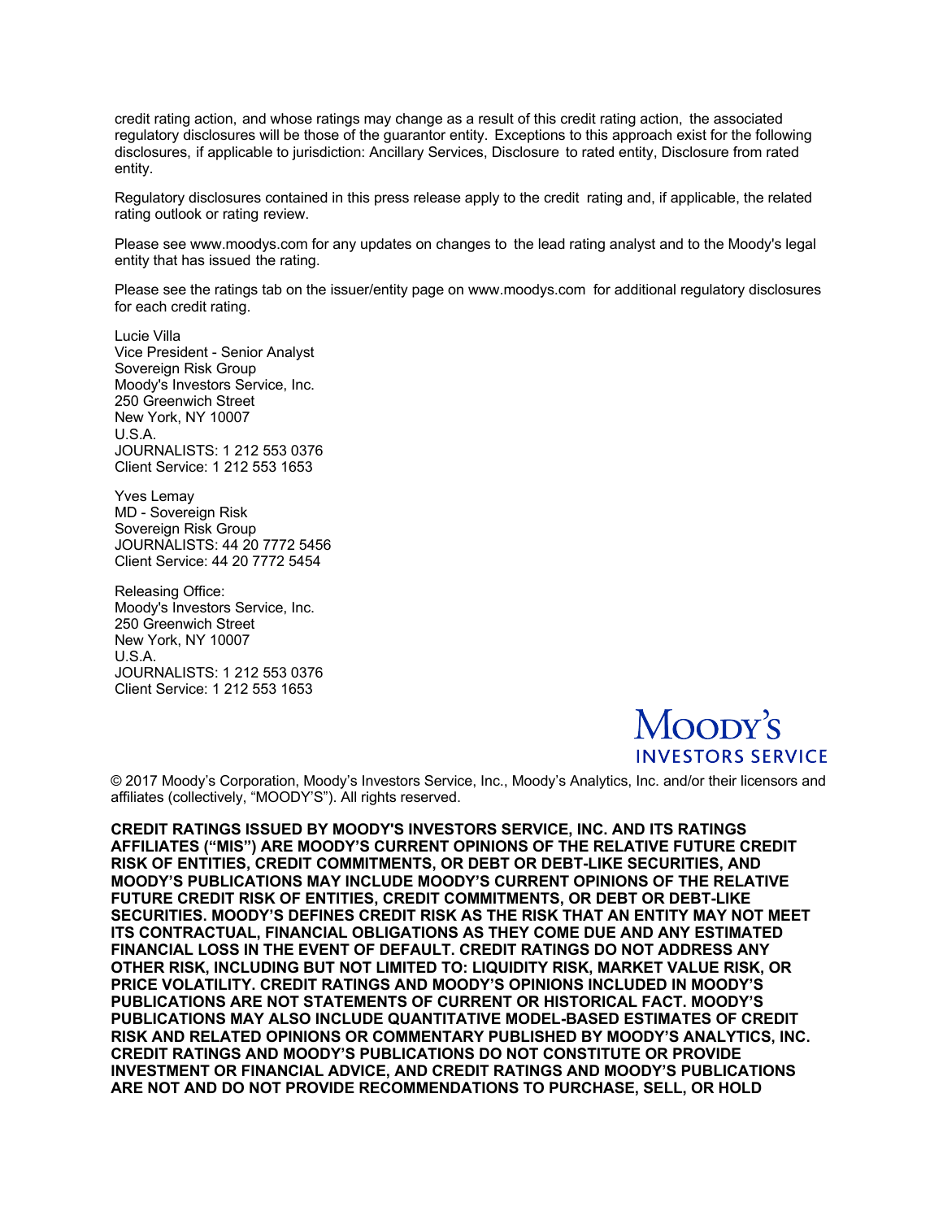credit rating action, and whose ratings may change as a result of this credit rating action, the associated regulatory disclosures will be those of the guarantor entity. Exceptions to this approach exist for the following disclosures, if applicable to jurisdiction: Ancillary Services, Disclosure to rated entity, Disclosure from rated entity.

Regulatory disclosures contained in this press release apply to the credit rating and, if applicable, the related rating outlook or rating review.

Please see www.moodys.com for any updates on changes to the lead rating analyst and to the Moody's legal entity that has issued the rating.

Please see the ratings tab on the issuer/entity page on www.moodys.com for additional regulatory disclosures for each credit rating.

Lucie Villa  
Vice President - Senior Analyst  
Sovereign Risk Group  
Moody's Investors Service, Inc.  
250 Greenwich Street  
New York, NY 10007  
U.S.A.  
JOURNALISTS: 1 212 553 0376  
Client Service: 1 212 553 1653

Yves Lemay  
MD - Sovereign Risk  
Sovereign Risk Group  
JOURNALISTS: 44 20 7772 5456  
Client Service: 44 20 7772 5454

Releasing Office:  
Moody's Investors Service, Inc.  
250 Greenwich Street  
New York, NY 10007  
U.S.A.  
JOURNALISTS: 1 212 553 0376  
Client Service: 1 212 553 1653

MOODY'S INVESTORS SERVICE

© 2017 Moody's Corporation, Moody's Investors Service, Inc., Moody's Analytics, Inc. and/or their licensors and affiliates (collectively, "MOODY'S"). All rights reserved.

**CREDIT RATINGS ISSUED BY MOODY'S INVESTORS SERVICE, INC. AND ITS RATINGS AFFILIATES ("MIS") ARE MOODY'S CURRENT OPINIONS OF THE RELATIVE FUTURE CREDIT RISK OF ENTITIES, CREDIT COMMITMENTS, OR DEBT OR DEBT-LIKE SECURITIES, AND MOODY'S PUBLICATIONS MAY INCLUDE MOODY'S CURRENT OPINIONS OF THE RELATIVE FUTURE CREDIT RISK OF ENTITIES, CREDIT COMMITMENTS, OR DEBT OR DEBT-LIKE SECURITIES. MOODY'S DEFINES CREDIT RISK AS THE RISK THAT AN ENTITY MAY NOT MEET ITS CONTRACTUAL, FINANCIAL OBLIGATIONS AS THEY COME DUE AND ANY ESTIMATED FINANCIAL LOSS IN THE EVENT OF DEFAULT. CREDIT RATINGS DO NOT ADDRESS ANY OTHER RISK, INCLUDING BUT NOT LIMITED TO: LIQUIDITY RISK, MARKET VALUE RISK, OR PRICE VOLATILITY. CREDIT RATINGS AND MOODY'S OPINIONS INCLUDED IN MOODY'S PUBLICATIONS ARE NOT STATEMENTS OF CURRENT OR HISTORICAL FACT. MOODY'S PUBLICATIONS MAY ALSO INCLUDE QUANTITATIVE MODEL-BASED ESTIMATES OF CREDIT RISK AND RELATED OPINIONS OR COMMENTARY PUBLISHED BY MOODY'S ANALYTICS, INC. CREDIT RATINGS AND MOODY'S PUBLICATIONS DO NOT CONSTITUTE OR PROVIDE INVESTMENT OR FINANCIAL ADVICE, AND CREDIT RATINGS AND MOODY'S PUBLICATIONS ARE NOT AND DO NOT PROVIDE RECOMMENDATIONS TO PURCHASE, SELL, OR HOLD**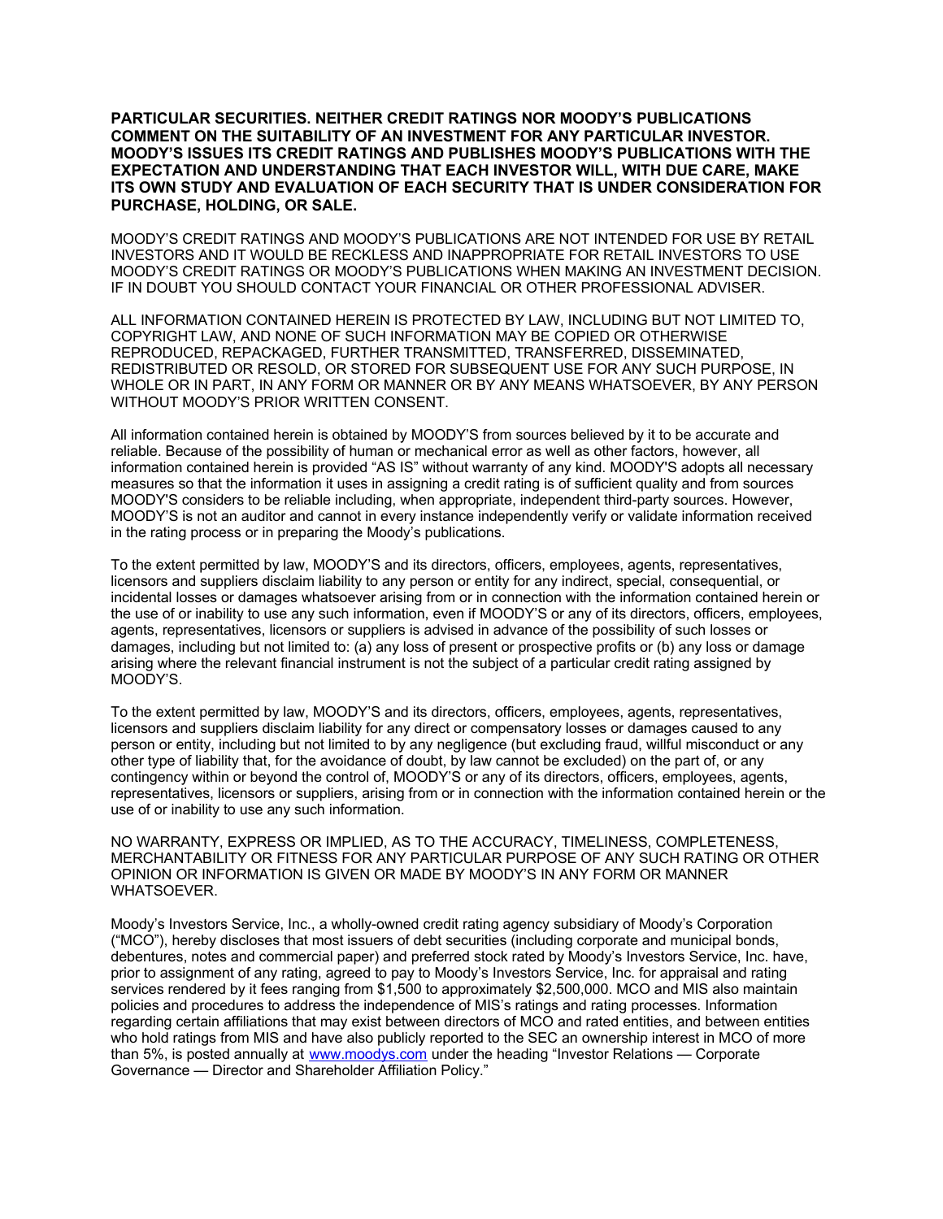**PARTICULAR SECURITIES. NEITHER CREDIT RATINGS NOR MOODY'S PUBLICATIONS COMMENT ON THE SUITABILITY OF AN INVESTMENT FOR ANY PARTICULAR INVESTOR. MOODY'S ISSUES ITS CREDIT RATINGS AND PUBLISHES MOODY'S PUBLICATIONS WITH THE EXPECTATION AND UNDERSTANDING THAT EACH INVESTOR WILL, WITH DUE CARE, MAKE ITS OWN STUDY AND EVALUATION OF EACH SECURITY THAT IS UNDER CONSIDERATION FOR PURCHASE, HOLDING, OR SALE.**

MOODY'S CREDIT RATINGS AND MOODY'S PUBLICATIONS ARE NOT INTENDED FOR USE BY RETAIL INVESTORS AND IT WOULD BE RECKLESS AND INAPPROPRIATE FOR RETAIL INVESTORS TO USE MOODY'S CREDIT RATINGS OR MOODY'S PUBLICATIONS WHEN MAKING AN INVESTMENT DECISION. IF IN DOUBT YOU SHOULD CONTACT YOUR FINANCIAL OR OTHER PROFESSIONAL ADVISER.

ALL INFORMATION CONTAINED HEREIN IS PROTECTED BY LAW, INCLUDING BUT NOT LIMITED TO, COPYRIGHT LAW, AND NONE OF SUCH INFORMATION MAY BE COPIED OR OTHERWISE REPRODUCED, REPACKAGED, FURTHER TRANSMITTED, TRANSFERRED, DISSEMINATED, REDISTRIBUTED OR RESOLD, OR STORED FOR SUBSEQUENT USE FOR ANY SUCH PURPOSE, IN WHOLE OR IN PART, IN ANY FORM OR MANNER OR BY ANY MEANS WHATSOEVER, BY ANY PERSON WITHOUT MOODY'S PRIOR WRITTEN CONSENT.

All information contained herein is obtained by MOODY'S from sources believed by it to be accurate and reliable. Because of the possibility of human or mechanical error as well as other factors, however, all information contained herein is provided "AS IS" without warranty of any kind. MOODY'S adopts all necessary measures so that the information it uses in assigning a credit rating is of sufficient quality and from sources MOODY'S considers to be reliable including, when appropriate, independent third-party sources. However, MOODY'S is not an auditor and cannot in every instance independently verify or validate information received in the rating process or in preparing the Moody's publications.

To the extent permitted by law, MOODY'S and its directors, officers, employees, agents, representatives, licensors and suppliers disclaim liability to any person or entity for any indirect, special, consequential, or incidental losses or damages whatsoever arising from or in connection with the information contained herein or the use of or inability to use any such information, even if MOODY'S or any of its directors, officers, employees, agents, representatives, licensors or suppliers is advised in advance of the possibility of such losses or damages, including but not limited to: (a) any loss of present or prospective profits or (b) any loss or damage arising where the relevant financial instrument is not the subject of a particular credit rating assigned by MOODY'S.

To the extent permitted by law, MOODY'S and its directors, officers, employees, agents, representatives, licensors and suppliers disclaim liability for any direct or compensatory losses or damages caused to any person or entity, including but not limited to by any negligence (but excluding fraud, willful misconduct or any other type of liability that, for the avoidance of doubt, by law cannot be excluded) on the part of, or any contingency within or beyond the control of, MOODY'S or any of its directors, officers, employees, agents, representatives, licensors or suppliers, arising from or in connection with the information contained herein or the use of or inability to use any such information.

NO WARRANTY, EXPRESS OR IMPLIED, AS TO THE ACCURACY, TIMELINESS, COMPLETENESS, MERCHANTABILITY OR FITNESS FOR ANY PARTICULAR PURPOSE OF ANY SUCH RATING OR OTHER OPINION OR INFORMATION IS GIVEN OR MADE BY MOODY'S IN ANY FORM OR MANNER WHATSOEVER.

Moody's Investors Service, Inc., a wholly-owned credit rating agency subsidiary of Moody's Corporation ("MCO"), hereby discloses that most issuers of debt securities (including corporate and municipal bonds, debentures, notes and commercial paper) and preferred stock rated by Moody's Investors Service, Inc. have, prior to assignment of any rating, agreed to pay to Moody's Investors Service, Inc. for appraisal and rating services rendered by it fees ranging from $1,500 to approximately $2,500,000. MCO and MIS also maintain policies and procedures to address the independence of MIS's ratings and rating processes. Information regarding certain affiliations that may exist between directors of MCO and rated entities, and between entities who hold ratings from MIS and have also publicly reported to the SEC an ownership interest in MCO of more than 5%, is posted annually at www.moodys.com under the heading "Investor Relations — Corporate Governance — Director and Shareholder Affiliation Policy."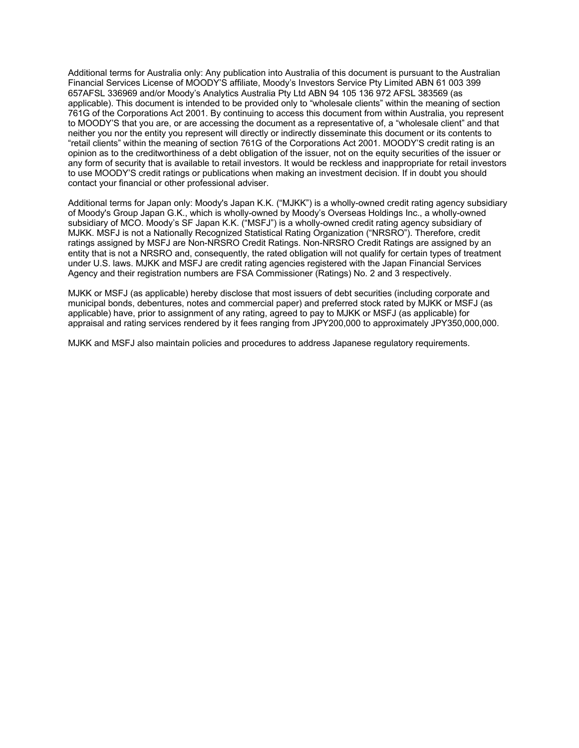Additional terms for Australia only: Any publication into Australia of this document is pursuant to the Australian Financial Services License of MOODY'S affiliate, Moody's Investors Service Pty Limited ABN 61 003 399 657AFSL 336969 and/or Moody's Analytics Australia Pty Ltd ABN 94 105 136 972 AFSL 383569 (as applicable). This document is intended to be provided only to "wholesale clients" within the meaning of section 761G of the Corporations Act 2001. By continuing to access this document from within Australia, you represent to MOODY'S that you are, or are accessing the document as a representative of, a "wholesale client" and that neither you nor the entity you represent will directly or indirectly disseminate this document or its contents to "retail clients" within the meaning of section 761G of the Corporations Act 2001. MOODY'S credit rating is an opinion as to the creditworthiness of a debt obligation of the issuer, not on the equity securities of the issuer or any form of security that is available to retail investors. It would be reckless and inappropriate for retail investors to use MOODY'S credit ratings or publications when making an investment decision. If in doubt you should contact your financial or other professional adviser.

Additional terms for Japan only: Moody's Japan K.K. ("MJKK") is a wholly-owned credit rating agency subsidiary of Moody's Group Japan G.K., which is wholly-owned by Moody's Overseas Holdings Inc., a wholly-owned subsidiary of MCO. Moody's SF Japan K.K. ("MSFJ") is a wholly-owned credit rating agency subsidiary of MJKK. MSFJ is not a Nationally Recognized Statistical Rating Organization ("NRSRO"). Therefore, credit ratings assigned by MSFJ are Non-NRSRO Credit Ratings. Non-NRSRO Credit Ratings are assigned by an entity that is not a NRSRO and, consequently, the rated obligation will not qualify for certain types of treatment under U.S. laws. MJKK and MSFJ are credit rating agencies registered with the Japan Financial Services Agency and their registration numbers are FSA Commissioner (Ratings) No. 2 and 3 respectively.

MJKK or MSFJ (as applicable) hereby disclose that most issuers of debt securities (including corporate and municipal bonds, debentures, notes and commercial paper) and preferred stock rated by MJKK or MSFJ (as applicable) have, prior to assignment of any rating, agreed to pay to MJKK or MSFJ (as applicable) for appraisal and rating services rendered by it fees ranging from JPY200,000 to approximately JPY350,000,000.

MJKK and MSFJ also maintain policies and procedures to address Japanese regulatory requirements.